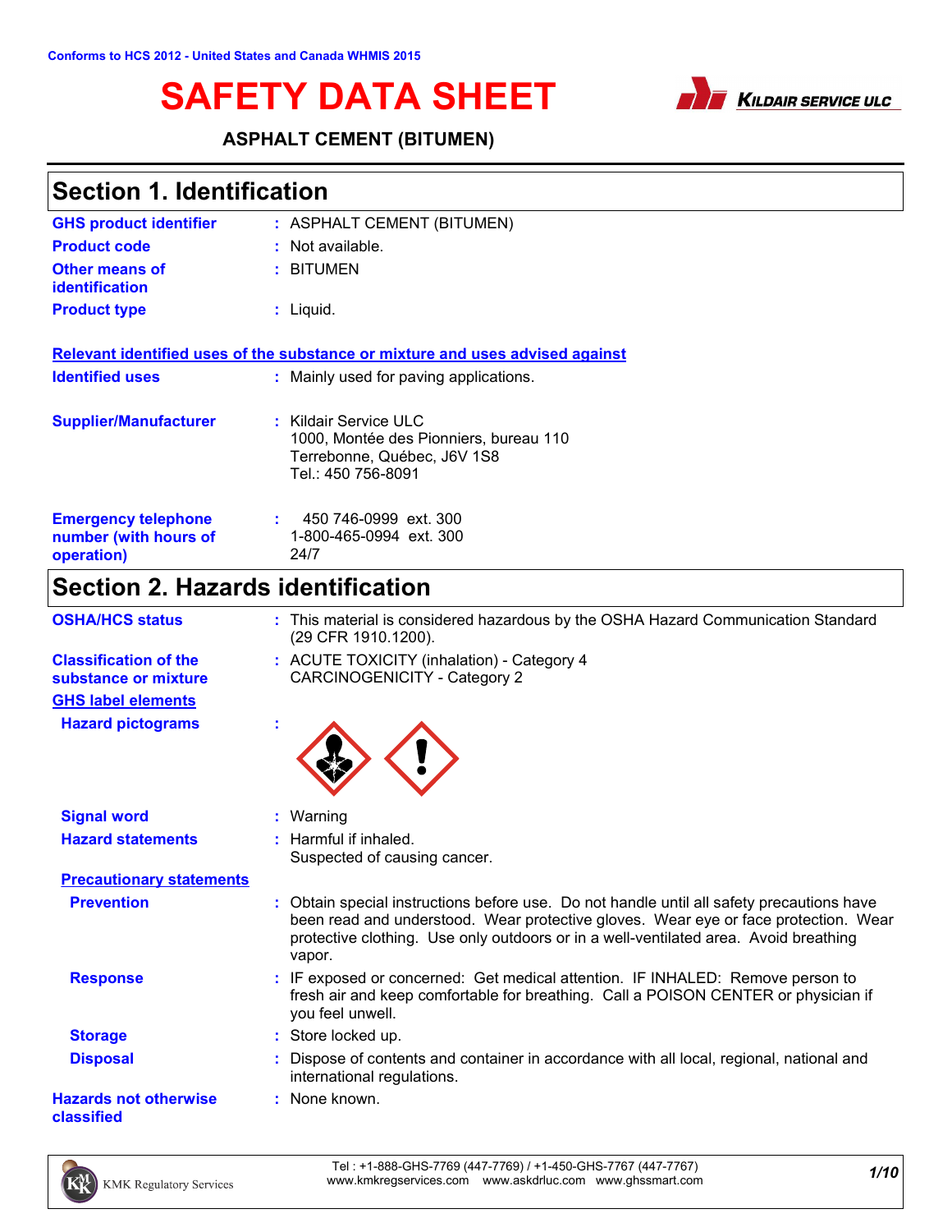Conforms to HCS 2012 - United States and Canada WHMIS 2015

# SAFETY DATA SHEET

KILDAIR SERVICE ULC

**ASPHALT CEMENT (BITUMEN)**

## Section 1. Identification

| | |
|---|---|
| **GHS product identifier** | : ASPHALT CEMENT (BITUMEN) |
| **Product code** | : Not available. |
| **Other means of identification** | : BITUMEN |
| **Product type** | : Liquid. |

**Relevant identified uses of the substance or mixture and uses advised against**

| | |
|---|---|
| **Identified uses** | : Mainly used for paving applications. |
| **Supplier/Manufacturer** | : Kildair Service ULC<br>1000, Montée des Pionniers, bureau 110<br>Terrebonne, Québec, J6V 1S8<br>Tel.: 450 756-8091 |
| **Emergency telephone number (with hours of operation)** | : 450 746-0999 ext. 300<br>1-800-465-0994 ext. 300<br>24/7 |

## Section 2. Hazards identification

| | |
|---|---|
| **OSHA/HCS status** | : This material is considered hazardous by the OSHA Hazard Communication Standard (29 CFR 1910.1200). |
| **Classification of the substance or mixture** | : ACUTE TOXICITY (inhalation) - Category 4<br>CARCINOGENICITY - Category 2 |

**GHS label elements**

| | |
|---|---|
| **Hazard pictograms** | : |
| **Signal word** | : Warning |
| **Hazard statements** | : Harmful if inhaled.<br>Suspected of causing cancer. |

**Precautionary statements**

| | |
|---|---|
| **Prevention** | : Obtain special instructions before use. Do not handle until all safety precautions have been read and understood. Wear protective gloves. Wear eye or face protection. Wear protective clothing. Use only outdoors or in a well-ventilated area. Avoid breathing vapor. |
| **Response** | : IF exposed or concerned: Get medical attention. IF INHALED: Remove person to fresh air and keep comfortable for breathing. Call a POISON CENTER or physician if you feel unwell. |
| **Storage** | : Store locked up. |
| **Disposal** | : Dispose of contents and container in accordance with all local, regional, national and international regulations. |
| **Hazards not otherwise classified** | : None known. |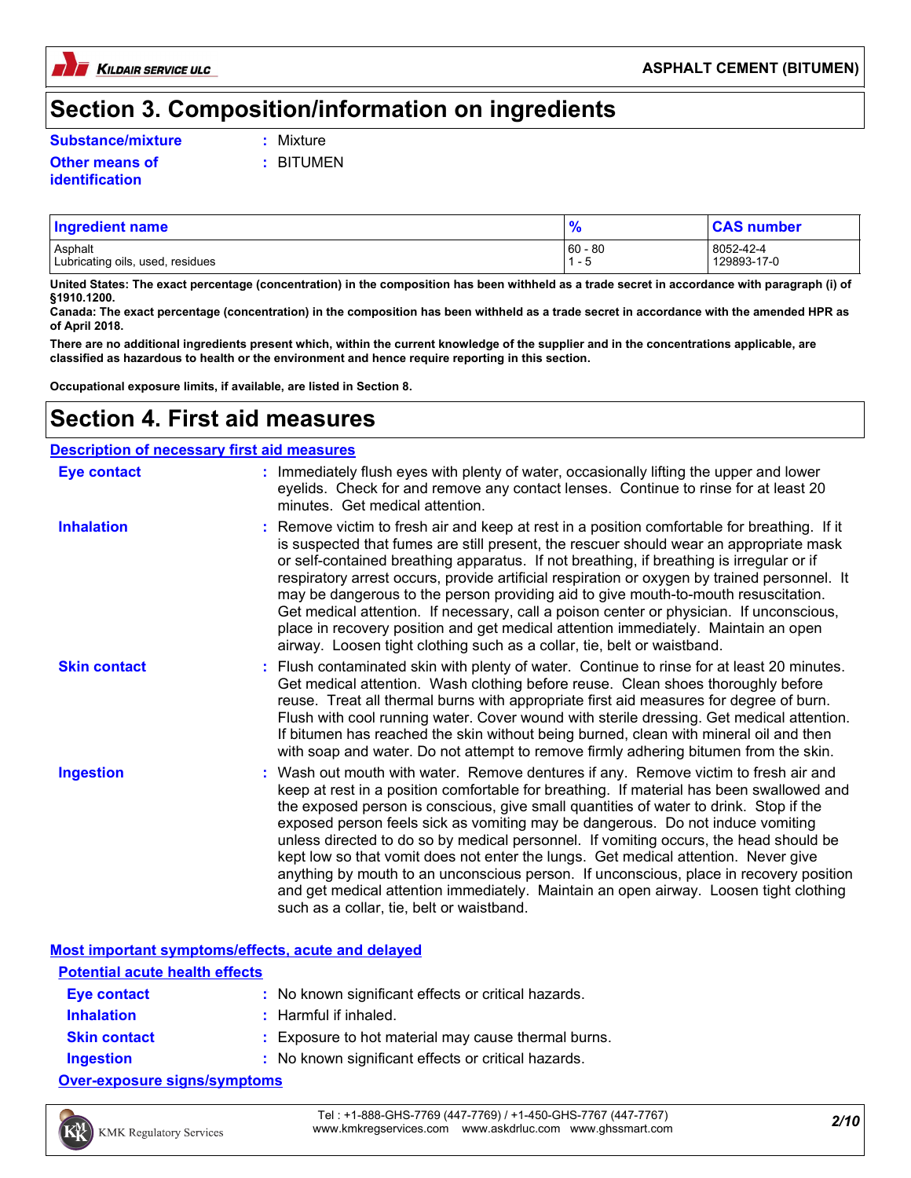# Section 3. Composition/information on ingredients

**Substance/mixture** : Mixture

**Other means of identification** : BITUMEN

| Ingredient name | % | CAS number |
|---|---|---|
| Asphalt | 60 - 80 | 8052-42-4 |
| Lubricating oils, used, residues | 1 - 5 | 129893-17-0 |

**United States: The exact percentage (concentration) in the composition has been withheld as a trade secret in accordance with paragraph (i) of §1910.1200.**

**Canada: The exact percentage (concentration) in the composition has been withheld as a trade secret in accordance with the amended HPR as of April 2018.**

**There are no additional ingredients present which, within the current knowledge of the supplier and in the concentrations applicable, are classified as hazardous to health or the environment and hence require reporting in this section.**

**Occupational exposure limits, if available, are listed in Section 8.**

# Section 4. First aid measures

## Description of necessary first aid measures

**Eye contact** : Immediately flush eyes with plenty of water, occasionally lifting the upper and lower eyelids. Check for and remove any contact lenses. Continue to rinse for at least 20 minutes. Get medical attention.

**Inhalation** : Remove victim to fresh air and keep at rest in a position comfortable for breathing. If it is suspected that fumes are still present, the rescuer should wear an appropriate mask or self-contained breathing apparatus. If not breathing, if breathing is irregular or if respiratory arrest occurs, provide artificial respiration or oxygen by trained personnel. It may be dangerous to the person providing aid to give mouth-to-mouth resuscitation. Get medical attention. If necessary, call a poison center or physician. If unconscious, place in recovery position and get medical attention immediately. Maintain an open airway. Loosen tight clothing such as a collar, tie, belt or waistband.

**Skin contact** : Flush contaminated skin with plenty of water. Continue to rinse for at least 20 minutes. Get medical attention. Wash clothing before reuse. Clean shoes thoroughly before reuse. Treat all thermal burns with appropriate first aid measures for degree of burn. Flush with cool running water. Cover wound with sterile dressing. Get medical attention. If bitumen has reached the skin without being burned, clean with mineral oil and then with soap and water. Do not attempt to remove firmly adhering bitumen from the skin.

**Ingestion** : Wash out mouth with water. Remove dentures if any. Remove victim to fresh air and keep at rest in a position comfortable for breathing. If material has been swallowed and the exposed person is conscious, give small quantities of water to drink. Stop if the exposed person feels sick as vomiting may be dangerous. Do not induce vomiting unless directed to do so by medical personnel. If vomiting occurs, the head should be kept low so that vomit does not enter the lungs. Get medical attention. Never give anything by mouth to an unconscious person. If unconscious, place in recovery position and get medical attention immediately. Maintain an open airway. Loosen tight clothing such as a collar, tie, belt or waistband.

## Most important symptoms/effects, acute and delayed

### Potential acute health effects

**Eye contact** : No known significant effects or critical hazards.

**Inhalation** : Harmful if inhaled.

**Skin contact** : Exposure to hot material may cause thermal burns.

**Ingestion** : No known significant effects or critical hazards.

### Over-exposure signs/symptoms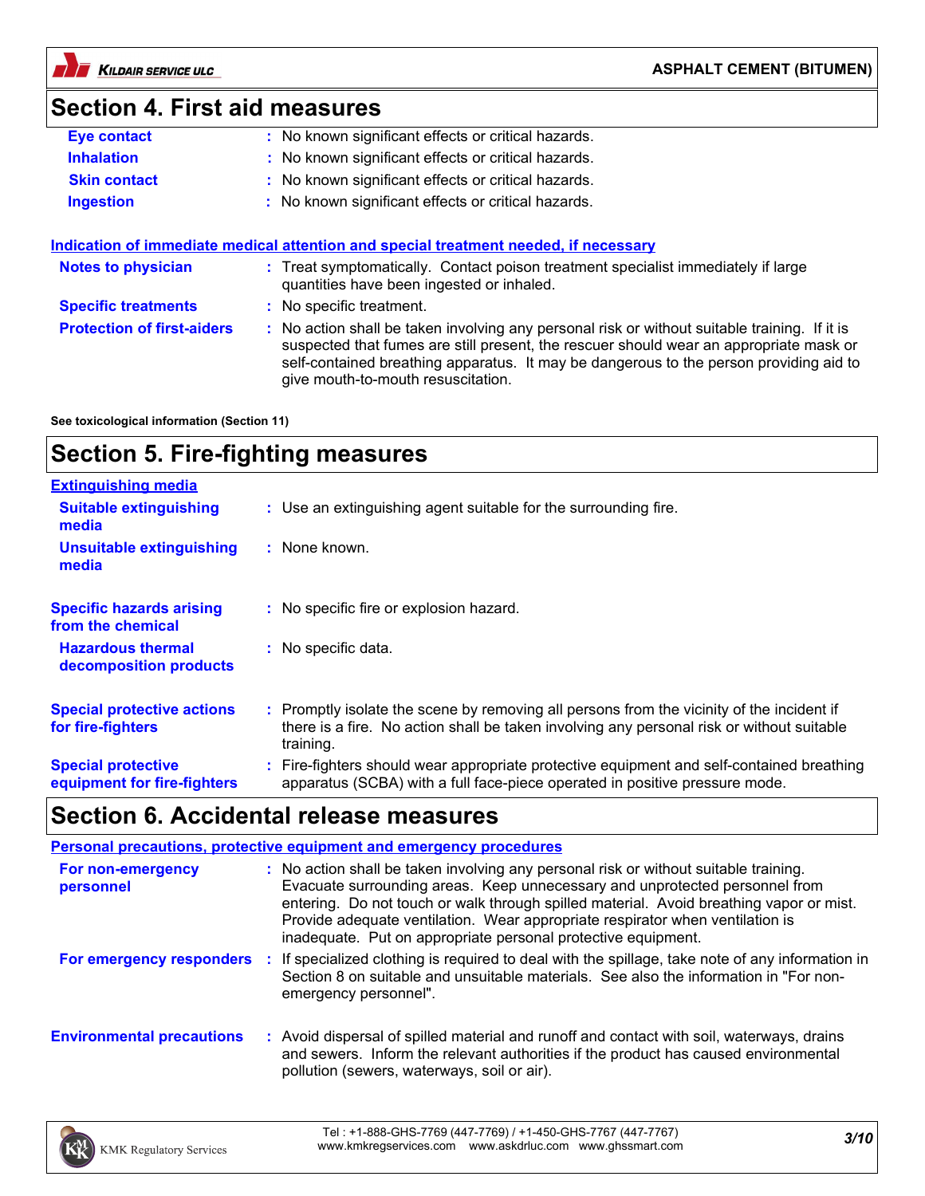## Section 4. First aid measures

**Eye contact** : No known significant effects or critical hazards.

**Inhalation** : No known significant effects or critical hazards.

**Skin contact** : No known significant effects or critical hazards.

**Ingestion** : No known significant effects or critical hazards.

**Indication of immediate medical attention and special treatment needed, if necessary**

**Notes to physician** : Treat symptomatically. Contact poison treatment specialist immediately if large quantities have been ingested or inhaled.

**Specific treatments** : No specific treatment.

**Protection of first-aiders** : No action shall be taken involving any personal risk or without suitable training. If it is suspected that fumes are still present, the rescuer should wear an appropriate mask or self-contained breathing apparatus. It may be dangerous to the person providing aid to give mouth-to-mouth resuscitation.

**See toxicological information (Section 11)**

## Section 5. Fire-fighting measures

**Extinguishing media**

**Suitable extinguishing media** : Use an extinguishing agent suitable for the surrounding fire.

**Unsuitable extinguishing media** : None known.

**Specific hazards arising from the chemical** : No specific fire or explosion hazard.

**Hazardous thermal decomposition products** : No specific data.

**Special protective actions for fire-fighters** : Promptly isolate the scene by removing all persons from the vicinity of the incident if there is a fire. No action shall be taken involving any personal risk or without suitable training.

**Special protective equipment for fire-fighters** : Fire-fighters should wear appropriate protective equipment and self-contained breathing apparatus (SCBA) with a full face-piece operated in positive pressure mode.

## Section 6. Accidental release measures

**Personal precautions, protective equipment and emergency procedures**

**For non-emergency personnel** : No action shall be taken involving any personal risk or without suitable training. Evacuate surrounding areas. Keep unnecessary and unprotected personnel from entering. Do not touch or walk through spilled material. Avoid breathing vapor or mist. Provide adequate ventilation. Wear appropriate respirator when ventilation is inadequate. Put on appropriate personal protective equipment.

**For emergency responders** : If specialized clothing is required to deal with the spillage, take note of any information in Section 8 on suitable and unsuitable materials. See also the information in "For non-emergency personnel".

**Environmental precautions** : Avoid dispersal of spilled material and runoff and contact with soil, waterways, drains and sewers. Inform the relevant authorities if the product has caused environmental pollution (sewers, waterways, soil or air).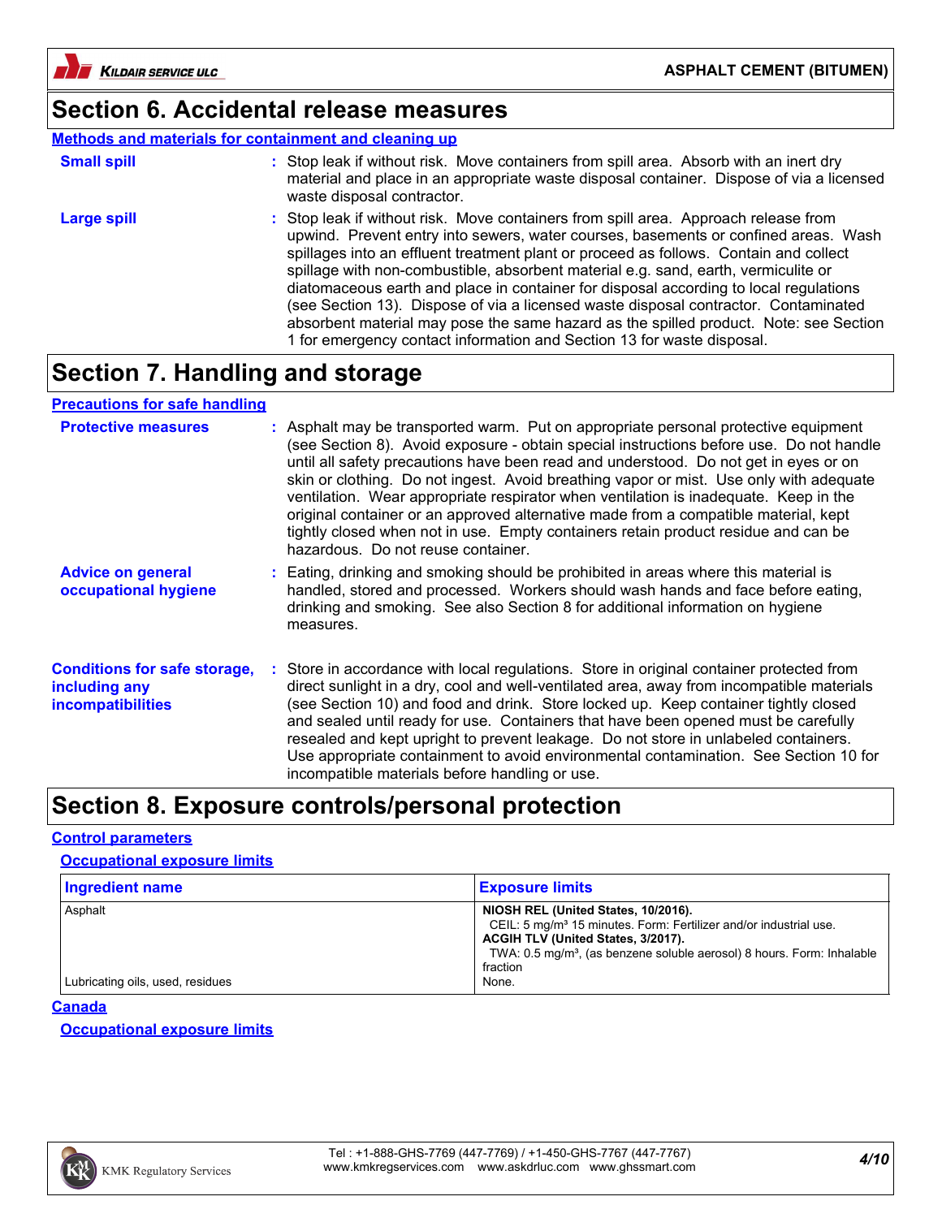## Section 6. Accidental release measures

### Methods and materials for containment and cleaning up

**Small spill** : Stop leak if without risk. Move containers from spill area. Absorb with an inert dry material and place in an appropriate waste disposal container. Dispose of via a licensed waste disposal contractor.

**Large spill** : Stop leak if without risk. Move containers from spill area. Approach release from upwind. Prevent entry into sewers, water courses, basements or confined areas. Wash spillages into an effluent treatment plant or proceed as follows. Contain and collect spillage with non-combustible, absorbent material e.g. sand, earth, vermiculite or diatomaceous earth and place in container for disposal according to local regulations (see Section 13). Dispose of via a licensed waste disposal contractor. Contaminated absorbent material may pose the same hazard as the spilled product. Note: see Section 1 for emergency contact information and Section 13 for waste disposal.

## Section 7. Handling and storage

### Precautions for safe handling

**Protective measures** : Asphalt may be transported warm. Put on appropriate personal protective equipment (see Section 8). Avoid exposure - obtain special instructions before use. Do not handle until all safety precautions have been read and understood. Do not get in eyes or on skin or clothing. Do not ingest. Avoid breathing vapor or mist. Use only with adequate ventilation. Wear appropriate respirator when ventilation is inadequate. Keep in the original container or an approved alternative made from a compatible material, kept tightly closed when not in use. Empty containers retain product residue and can be hazardous. Do not reuse container.

**Advice on general occupational hygiene** : Eating, drinking and smoking should be prohibited in areas where this material is handled, stored and processed. Workers should wash hands and face before eating, drinking and smoking. See also Section 8 for additional information on hygiene measures.

**Conditions for safe storage, including any incompatibilities** : Store in accordance with local regulations. Store in original container protected from direct sunlight in a dry, cool and well-ventilated area, away from incompatible materials (see Section 10) and food and drink. Store locked up. Keep container tightly closed and sealed until ready for use. Containers that have been opened must be carefully resealed and kept upright to prevent leakage. Do not store in unlabeled containers. Use appropriate containment to avoid environmental contamination. See Section 10 for incompatible materials before handling or use.

## Section 8. Exposure controls/personal protection

### Control parameters

#### Occupational exposure limits

| Ingredient name | Exposure limits |
|---|---|
| Asphalt | **NIOSH REL (United States, 10/2016).**<br>CEIL: 5 mg/m³ 15 minutes. Form: Fertilizer and/or industrial use.<br>**ACGIH TLV (United States, 3/2017).**<br>TWA: 0.5 mg/m³, (as benzene soluble aerosol) 8 hours. Form: Inhalable fraction |
| Lubricating oils, used, residues | None. |

### Canada

#### Occupational exposure limits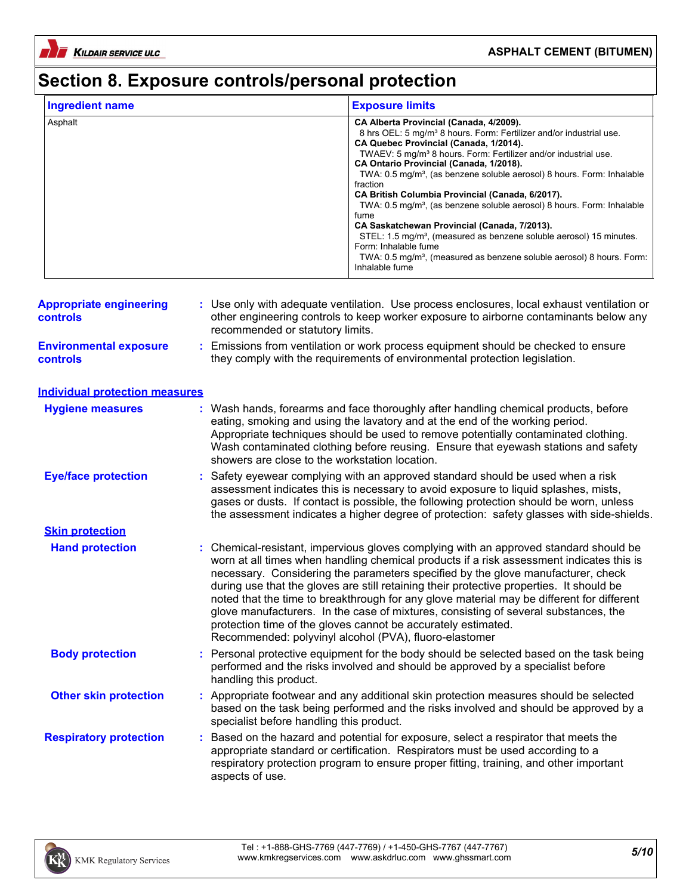# Section 8. Exposure controls/personal protection

| Ingredient name | Exposure limits |
|---|---|
| Asphalt | **CA Alberta Provincial (Canada, 4/2009).**<br>8 hrs OEL: 5 mg/m³ 8 hours. Form: Fertilizer and/or industrial use.<br>**CA Quebec Provincial (Canada, 1/2014).**<br>TWAEV: 5 mg/m³ 8 hours. Form: Fertilizer and/or industrial use.<br>**CA Ontario Provincial (Canada, 1/2018).**<br>TWA: 0.5 mg/m³, (as benzene soluble aerosol) 8 hours. Form: Inhalable fraction<br>**CA British Columbia Provincial (Canada, 6/2017).**<br>TWA: 0.5 mg/m³, (as benzene soluble aerosol) 8 hours. Form: Inhalable fume<br>**CA Saskatchewan Provincial (Canada, 7/2013).**<br>STEL: 1.5 mg/m³, (measured as benzene soluble aerosol) 15 minutes. Form: Inhalable fume<br>TWA: 0.5 mg/m³, (measured as benzene soluble aerosol) 8 hours. Form: Inhalable fume |

**Appropriate engineering controls** : Use only with adequate ventilation. Use process enclosures, local exhaust ventilation or other engineering controls to keep worker exposure to airborne contaminants below any recommended or statutory limits.

**Environmental exposure controls** : Emissions from ventilation or work process equipment should be checked to ensure they comply with the requirements of environmental protection legislation.

## Individual protection measures

**Hygiene measures** : Wash hands, forearms and face thoroughly after handling chemical products, before eating, smoking and using the lavatory and at the end of the working period. Appropriate techniques should be used to remove potentially contaminated clothing. Wash contaminated clothing before reusing. Ensure that eyewash stations and safety showers are close to the workstation location.

**Eye/face protection** : Safety eyewear complying with an approved standard should be used when a risk assessment indicates this is necessary to avoid exposure to liquid splashes, mists, gases or dusts. If contact is possible, the following protection should be worn, unless the assessment indicates a higher degree of protection: safety glasses with side-shields.

### Skin protection

**Hand protection** : Chemical-resistant, impervious gloves complying with an approved standard should be worn at all times when handling chemical products if a risk assessment indicates this is necessary. Considering the parameters specified by the glove manufacturer, check during use that the gloves are still retaining their protective properties. It should be noted that the time to breakthrough for any glove material may be different for different glove manufacturers. In the case of mixtures, consisting of several substances, the protection time of the gloves cannot be accurately estimated.
Recommended: polyvinyl alcohol (PVA), fluoro-elastomer

**Body protection** : Personal protective equipment for the body should be selected based on the task being performed and the risks involved and should be approved by a specialist before handling this product.

**Other skin protection** : Appropriate footwear and any additional skin protection measures should be selected based on the task being performed and the risks involved and should be approved by a specialist before handling this product.

**Respiratory protection** : Based on the hazard and potential for exposure, select a respirator that meets the appropriate standard or certification. Respirators must be used according to a respiratory protection program to ensure proper fitting, training, and other important aspects of use.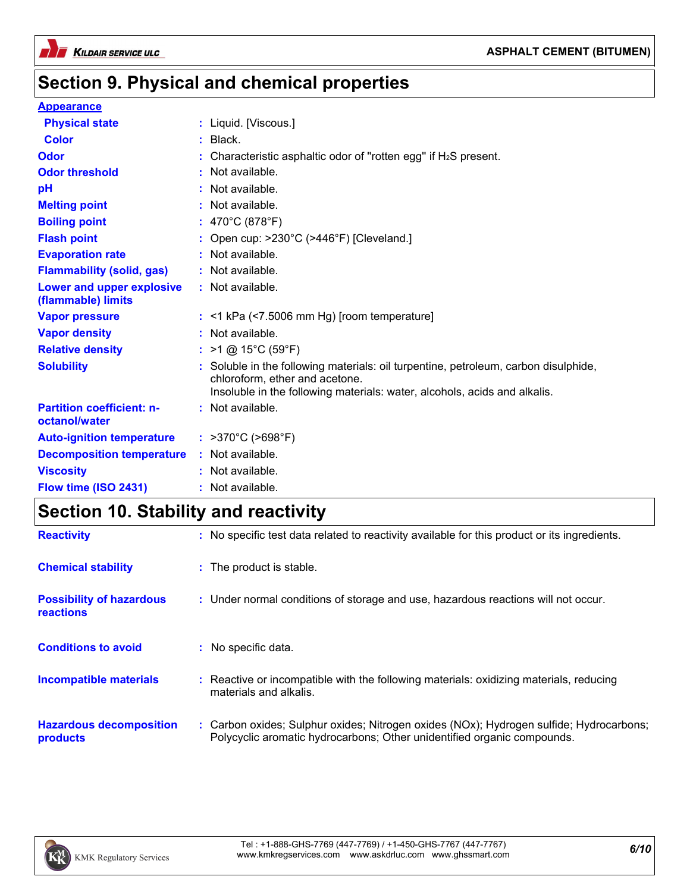## Section 9. Physical and chemical properties

**Appearance**

| | |
|---|---|
| **Physical state** | Liquid. [Viscous.] |
| **Color** | Black. |
| **Odor** | Characteristic asphaltic odor of "rotten egg" if $H_2S$ present. |
| **Odor threshold** | Not available. |
| **pH** | Not available. |
| **Melting point** | Not available. |
| **Boiling point** | 470°C (878°F) |
| **Flash point** | Open cup: >230°C (>446°F) [Cleveland.] |
| **Evaporation rate** | Not available. |
| **Flammability (solid, gas)** | Not available. |
| **Lower and upper explosive (flammable) limits** | Not available. |
| **Vapor pressure** | <1 kPa (<7.5006 mm Hg) [room temperature] |
| **Vapor density** | Not available. |
| **Relative density** | >1 @ 15°C (59°F) |
| **Solubility** | Soluble in the following materials: oil turpentine, petroleum, carbon disulphide, chloroform, ether and acetone. Insoluble in the following materials: water, alcohols, acids and alkalis. |
| **Partition coefficient: n-octanol/water** | Not available. |
| **Auto-ignition temperature** | >370°C (>698°F) |
| **Decomposition temperature** | Not available. |
| **Viscosity** | Not available. |
| **Flow time (ISO 2431)** | Not available. |

## Section 10. Stability and reactivity

| | |
|---|---|
| **Reactivity** | No specific test data related to reactivity available for this product or its ingredients. |
| **Chemical stability** | The product is stable. |
| **Possibility of hazardous reactions** | Under normal conditions of storage and use, hazardous reactions will not occur. |
| **Conditions to avoid** | No specific data. |
| **Incompatible materials** | Reactive or incompatible with the following materials: oxidizing materials, reducing materials and alkalis. |
| **Hazardous decomposition products** | Carbon oxides; Sulphur oxides; Nitrogen oxides (NOx); Hydrogen sulfide; Hydrocarbons; Polycyclic aromatic hydrocarbons; Other unidentified organic compounds. |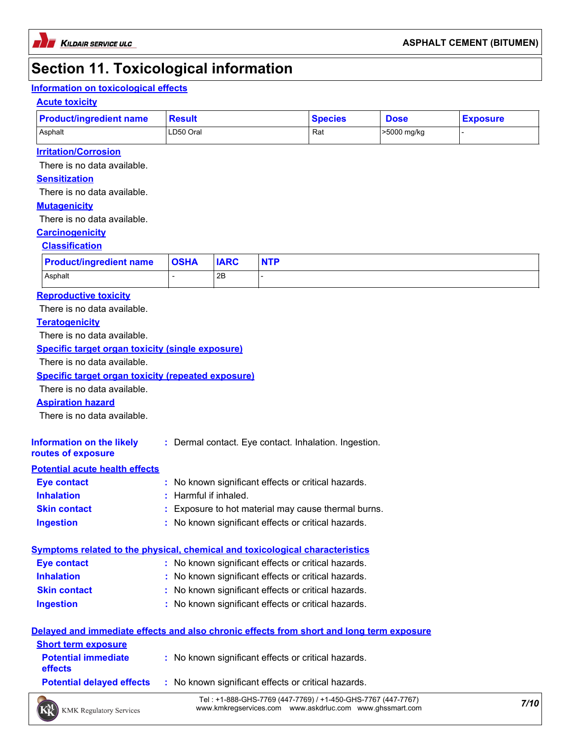# Section 11. Toxicological information

## Information on toxicological effects

### Acute toxicity

| Product/ingredient name | Result | Species | Dose | Exposure |
|---|---|---|---|---|
| Asphalt | LD50 Oral | Rat | >5000 mg/kg | - |

### Irritation/Corrosion

There is no data available.

### Sensitization

There is no data available.

### Mutagenicity

There is no data available.

### Carcinogenicity

#### Classification

| Product/ingredient name | OSHA | IARC | NTP |
|---|---|---|---|
| Asphalt | - | 2B | - |

### Reproductive toxicity

There is no data available.

### Teratogenicity

There is no data available.

### Specific target organ toxicity (single exposure)

There is no data available.

### Specific target organ toxicity (repeated exposure)

There is no data available.

### Aspiration hazard

There is no data available.

**Information on the likely routes of exposure** : Dermal contact. Eye contact. Inhalation. Ingestion.

## Potential acute health effects

**Eye contact** : No known significant effects or critical hazards.

**Inhalation** : Harmful if inhaled.

**Skin contact** : Exposure to hot material may cause thermal burns.

**Ingestion** : No known significant effects or critical hazards.

## Symptoms related to the physical, chemical and toxicological characteristics

**Eye contact** : No known significant effects or critical hazards.

**Inhalation** : No known significant effects or critical hazards.

**Skin contact** : No known significant effects or critical hazards.

**Ingestion** : No known significant effects or critical hazards.

## Delayed and immediate effects and also chronic effects from short and long term exposure

### Short term exposure

**Potential immediate effects** : No known significant effects or critical hazards.

**Potential delayed effects** : No known significant effects or critical hazards.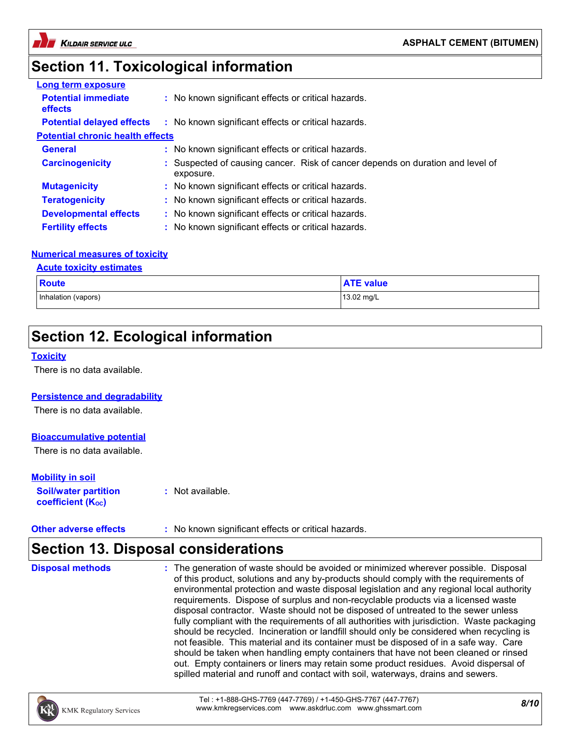## Section 11. Toxicological information

**Long term exposure**

**Potential immediate effects** : No known significant effects or critical hazards.

**Potential delayed effects** : No known significant effects or critical hazards.

**Potential chronic health effects**

**General** : No known significant effects or critical hazards.

**Carcinogenicity** : Suspected of causing cancer. Risk of cancer depends on duration and level of exposure.

**Mutagenicity** : No known significant effects or critical hazards.

**Teratogenicity** : No known significant effects or critical hazards.

**Developmental effects** : No known significant effects or critical hazards.

**Fertility effects** : No known significant effects or critical hazards.

**Numerical measures of toxicity**

**Acute toxicity estimates**

| Route | ATE value |
|---|---|
| Inhalation (vapors) | 13.02 mg/L |

## Section 12. Ecological information

**Toxicity**

There is no data available.

**Persistence and degradability**

There is no data available.

**Bioaccumulative potential**

There is no data available.

**Mobility in soil**

**Soil/water partition coefficient ($K_{OC}$)** : Not available.

**Other adverse effects** : No known significant effects or critical hazards.

## Section 13. Disposal considerations

**Disposal methods** : The generation of waste should be avoided or minimized wherever possible. Disposal of this product, solutions and any by-products should comply with the requirements of environmental protection and waste disposal legislation and any regional local authority requirements. Dispose of surplus and non-recyclable products via a licensed waste disposal contractor. Waste should not be disposed of untreated to the sewer unless fully compliant with the requirements of all authorities with jurisdiction. Waste packaging should be recycled. Incineration or landfill should only be considered when recycling is not feasible. This material and its container must be disposed of in a safe way. Care should be taken when handling empty containers that have not been cleaned or rinsed out. Empty containers or liners may retain some product residues. Avoid dispersal of spilled material and runoff and contact with soil, waterways, drains and sewers.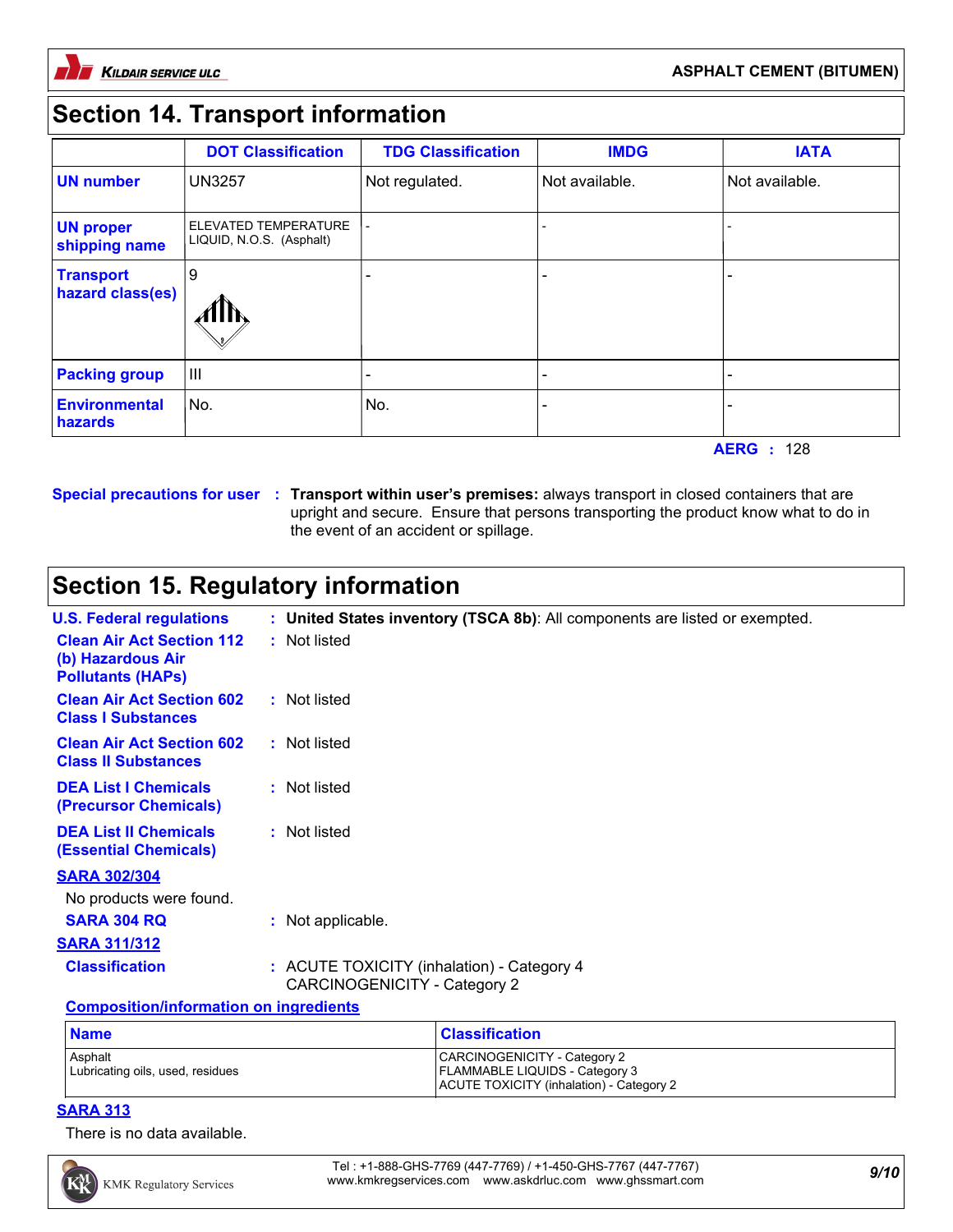## Section 14. Transport information

| | DOT Classification | TDG Classification | IMDG | IATA |
|---|---|---|---|---|
| UN number | UN3257 | Not regulated. | Not available. | Not available. |
| UN proper shipping name | ELEVATED TEMPERATURE LIQUID, N.O.S. (Asphalt) | - | - | - |
| Transport hazard class(es) | 9 | - | - | - |
| Packing group | III | - | - | - |
| Environmental hazards | No. | No. | - | - |

**AERG** : 128

**Special precautions for user** : **Transport within user's premises:** always transport in closed containers that are upright and secure. Ensure that persons transporting the product know what to do in the event of an accident or spillage.

## Section 15. Regulatory information

**U.S. Federal regulations** : **United States inventory (TSCA 8b)**: All components are listed or exempted.

**Clean Air Act Section 112 (b) Hazardous Air Pollutants (HAPs)** : Not listed

**Clean Air Act Section 602 Class I Substances** : Not listed

**Clean Air Act Section 602 Class II Substances** : Not listed

**DEA List I Chemicals (Precursor Chemicals)** : Not listed

**DEA List II Chemicals (Essential Chemicals)** : Not listed

**SARA 302/304**

No products were found.

**SARA 304 RQ** : Not applicable.

**SARA 311/312**

**Classification** : ACUTE TOXICITY (inhalation) - Category 4
CARCINOGENICITY - Category 2

**Composition/information on ingredients**

| Name | Classification |
|---|---|
| Asphalt<br>Lubricating oils, used, residues | CARCINOGENICITY - Category 2<br>FLAMMABLE LIQUIDS - Category 3<br>ACUTE TOXICITY (inhalation) - Category 2 |

**SARA 313**

There is no data available.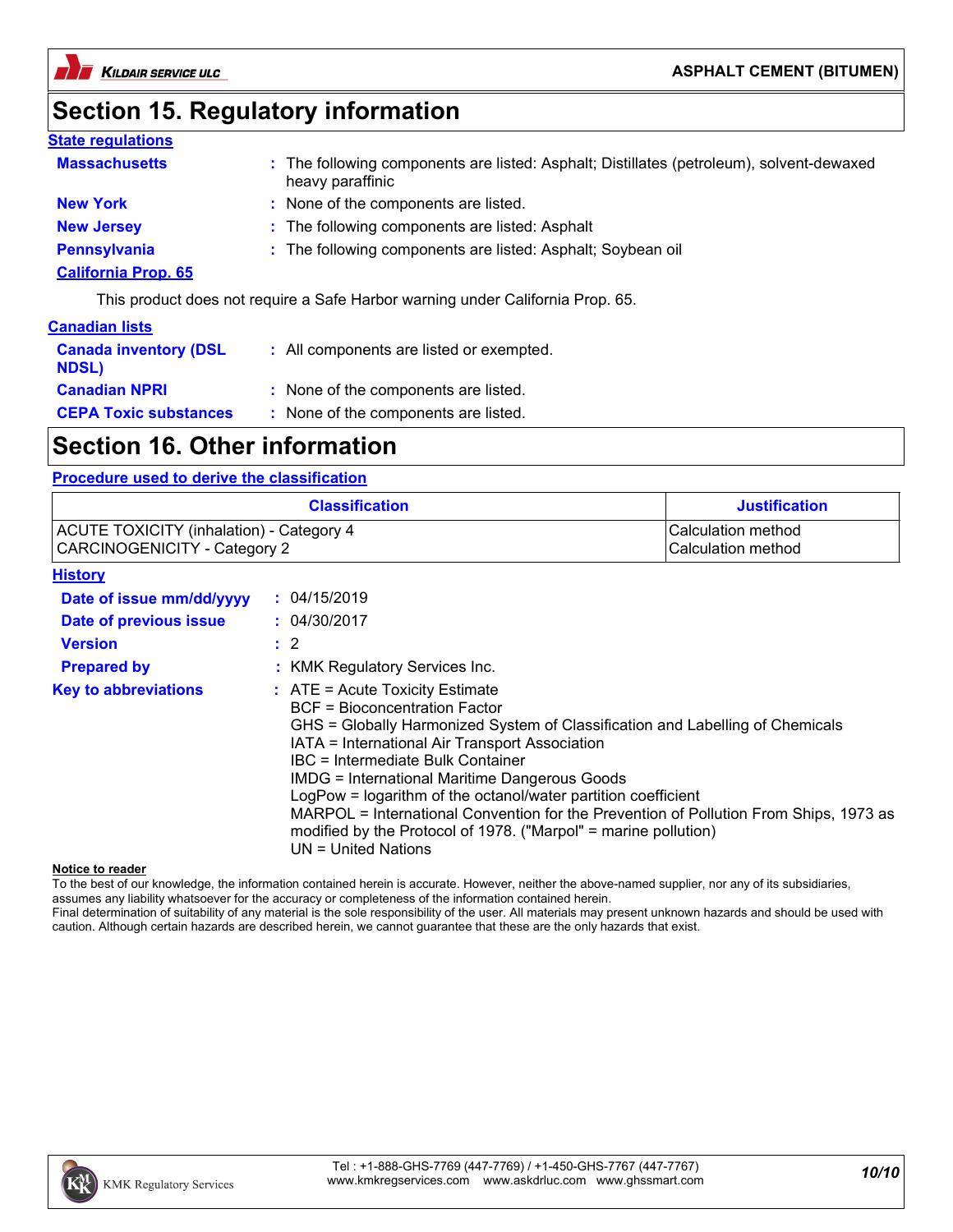## Section 15. Regulatory information

**State regulations**

| | |
|---|---|
| **Massachusetts** | : The following components are listed: Asphalt; Distillates (petroleum), solvent-dewaxed heavy paraffinic |
| **New York** | : None of the components are listed. |
| **New Jersey** | : The following components are listed: Asphalt |
| **Pennsylvania** | : The following components are listed: Asphalt; Soybean oil |

**California Prop. 65**

This product does not require a Safe Harbor warning under California Prop. 65.

**Canadian lists**

| | |
|---|---|
| **Canada inventory (DSL NDSL)** | : All components are listed or exempted. |
| **Canadian NPRI** | : None of the components are listed. |
| **CEPA Toxic substances** | : None of the components are listed. |

## Section 16. Other information

**Procedure used to derive the classification**

| Classification | Justification |
|---|---|
| ACUTE TOXICITY (inhalation) - Category 4<br>CARCINOGENICITY - Category 2 | Calculation method<br>Calculation method |

**History**

| | |
|---|---|
| **Date of issue mm/dd/yyyy** | : 04/15/2019 |
| **Date of previous issue** | : 04/30/2017 |
| **Version** | : 2 |
| **Prepared by** | : KMK Regulatory Services Inc. |

**Key to abbreviations** : ATE = Acute Toxicity Estimate
BCF = Bioconcentration Factor
GHS = Globally Harmonized System of Classification and Labelling of Chemicals
IATA = International Air Transport Association
IBC = Intermediate Bulk Container
IMDG = International Maritime Dangerous Goods
LogPow = logarithm of the octanol/water partition coefficient
MARPOL = International Convention for the Prevention of Pollution From Ships, 1973 as modified by the Protocol of 1978. ("Marpol" = marine pollution)
UN = United Nations

**Notice to reader**

To the best of our knowledge, the information contained herein is accurate. However, neither the above-named supplier, nor any of its subsidiaries, assumes any liability whatsoever for the accuracy or completeness of the information contained herein.
Final determination of suitability of any material is the sole responsibility of the user. All materials may present unknown hazards and should be used with caution. Although certain hazards are described herein, we cannot guarantee that these are the only hazards that exist.